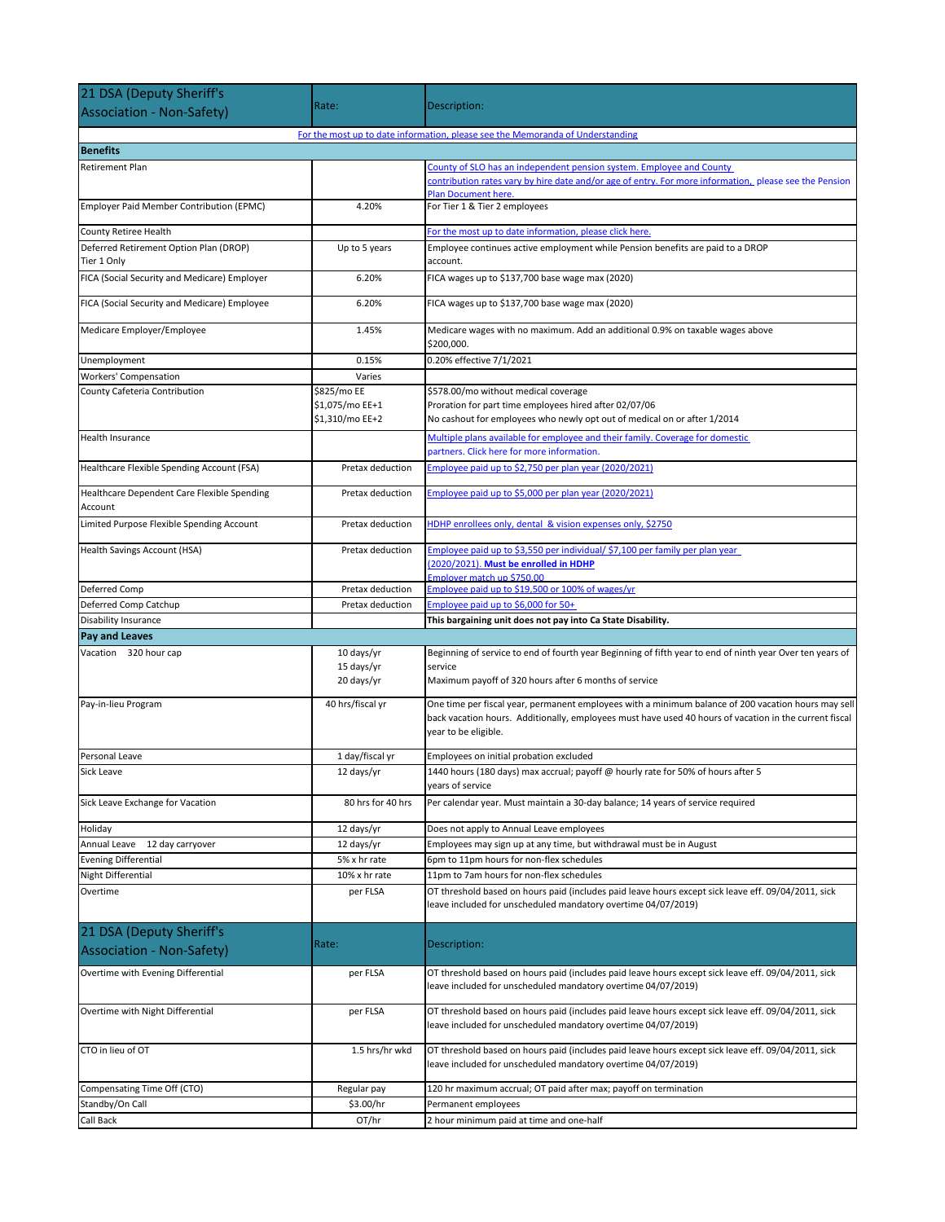| 21 DSA (Deputy Sheriff's Association - Non-Safety) | Rate: | Description: |
|---|---|---|
| | For the most up to date information, please see the Memoranda of Understanding | |
| **Benefits** | | |
| Retirement Plan | | County of SLO has an independent pension system. Employee and County contribution rates vary by hire date and/or age of entry. For more information, please see the Pension Plan Document here. |
| Employer Paid Member Contribution (EPMC) | 4.20% | For Tier 1 & Tier 2 employees |
| County Retiree Health | | For the most up to date information, please click here. |
| Deferred Retirement Option Plan (DROP) Tier 1 Only | Up to 5 years | Employee continues active employment while Pension benefits are paid to a DROP account. |
| FICA (Social Security and Medicare) Employer | 6.20% | FICA wages up to $137,700 base wage max (2020) |
| FICA (Social Security and Medicare) Employee | 6.20% | FICA wages up to $137,700 base wage max (2020) |
| Medicare Employer/Employee | 1.45% | Medicare wages with no maximum. Add an additional 0.9% on taxable wages above $200,000. |
| Unemployment | 0.15% | 0.20% effective 7/1/2021 |
| Workers' Compensation | Varies | |
| County Cafeteria Contribution | $825/mo EE<br>$1,075/mo EE+1<br>$1,310/mo EE+2 | $578.00/mo without medical coverage<br>Proration for part time employees hired after 02/07/06<br>No cashout for employees who newly opt out of medical on or after 1/2014 |
| Health Insurance | | Multiple plans available for employee and their family. Coverage for domestic partners. Click here for more information. |
| Healthcare Flexible Spending Account (FSA) | Pretax deduction | Employee paid up to $2,750 per plan year (2020/2021) |
| Healthcare Dependent Care Flexible Spending Account | Pretax deduction | Employee paid up to $5,000 per plan year (2020/2021) |
| Limited Purpose Flexible Spending Account | Pretax deduction | HDHP enrollees only, dental & vision expenses only, $2750 |
| Health Savings Account (HSA) | Pretax deduction | Employee paid up to $3,550 per individual/ $7,100 per family per plan year (2020/2021). **Must be enrolled in HDHP**<br>Employer match up $750.00 |
| Deferred Comp | Pretax deduction | Employee paid up to $19,500 or 100% of wages/yr |
| Deferred Comp Catchup | Pretax deduction | Employee paid up to $6,000 for 50+ |
| Disability Insurance | | **This bargaining unit does not pay into Ca State Disability.** |
| **Pay and Leaves** | | |
| Vacation 320 hour cap | 10 days/yr<br>15 days/yr<br>20 days/yr | Beginning of service to end of fourth year Beginning of fifth year to end of ninth year Over ten years of service<br>Maximum payoff of 320 hours after 6 months of service |
| Pay-in-lieu Program | 40 hrs/fiscal yr | One time per fiscal year, permanent employees with a minimum balance of 200 vacation hours may sell back vacation hours. Additionally, employees must have used 40 hours of vacation in the current fiscal year to be eligible. |
| Personal Leave | 1 day/fiscal yr | Employees on initial probation excluded |
| Sick Leave | 12 days/yr | 1440 hours (180 days) max accrual; payoff @ hourly rate for 50% of hours after 5 years of service |
| Sick Leave Exchange for Vacation | 80 hrs for 40 hrs | Per calendar year. Must maintain a 30-day balance; 14 years of service required |
| Holiday | 12 days/yr | Does not apply to Annual Leave employees |
| Annual Leave 12 day carryover | 12 days/yr | Employees may sign up at any time, but withdrawal must be in August |
| Evening Differential | 5% x hr rate | 6pm to 11pm hours for non-flex schedules |
| Night Differential | 10% x hr rate | 11pm to 7am hours for non-flex schedules |
| Overtime | per FLSA | OT threshold based on hours paid (includes paid leave hours except sick leave eff. 09/04/2011, sick leave included for unscheduled mandatory overtime 04/07/2019) |
| Overtime with Evening Differential | per FLSA | OT threshold based on hours paid (includes paid leave hours except sick leave eff. 09/04/2011, sick leave included for unscheduled mandatory overtime 04/07/2019) |
| Overtime with Night Differential | per FLSA | OT threshold based on hours paid (includes paid leave hours except sick leave eff. 09/04/2011, sick leave included for unscheduled mandatory overtime 04/07/2019) |
| CTO in lieu of OT | 1.5 hrs/hr wkd | OT threshold based on hours paid (includes paid leave hours except sick leave eff. 09/04/2011, sick leave included for unscheduled mandatory overtime 04/07/2019) |
| Compensating Time Off (CTO) | Regular pay | 120 hr maximum accrual; OT paid after max; payoff on termination |
| Standby/On Call | $3.00/hr | Permanent employees |
| Call Back | OT/hr | 2 hour minimum paid at time and one-half |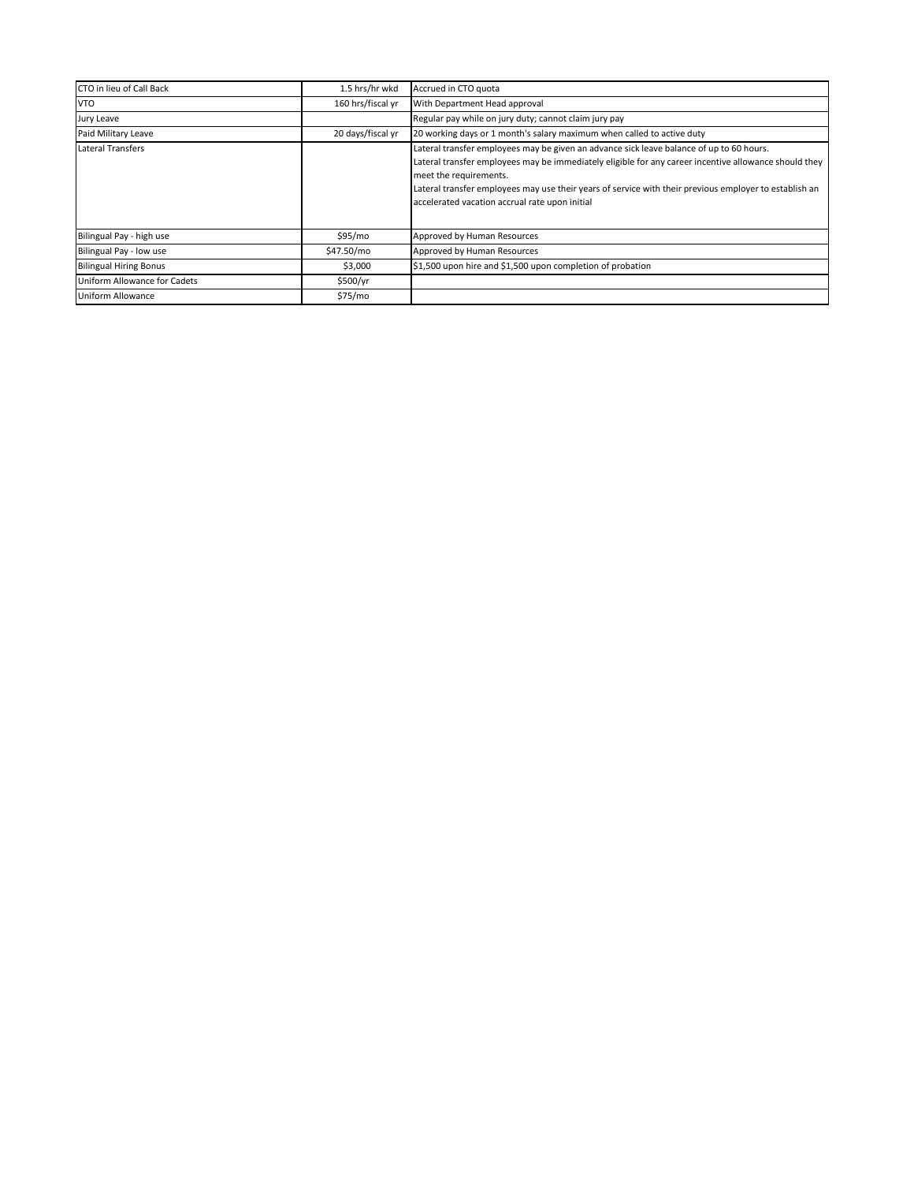| | | |
|---|---|---|
| CTO in lieu of Call Back | 1.5 hrs/hr wkd | Accrued in CTO quota |
| VTO | 160 hrs/fiscal yr | With Department Head approval |
| Jury Leave | | Regular pay while on jury duty; cannot claim jury pay |
| Paid Military Leave | 20 days/fiscal yr | 20 working days or 1 month's salary maximum when called to active duty |
| Lateral Transfers | | Lateral transfer employees may be given an advance sick leave balance of up to 60 hours.<br>Lateral transfer employees may be immediately eligible for any career incentive allowance should they meet the requirements.<br>Lateral transfer employees may use their years of service with their previous employer to establish an accelerated vacation accrual rate upon initial |
| Bilingual Pay - high use | $95/mo | Approved by Human Resources |
| Bilingual Pay - low use | $47.50/mo | Approved by Human Resources |
| Bilingual Hiring Bonus | $3,000 | $1,500 upon hire and $1,500 upon completion of probation |
| Uniform Allowance for Cadets | $500/yr | |
| Uniform Allowance | $75/mo | |